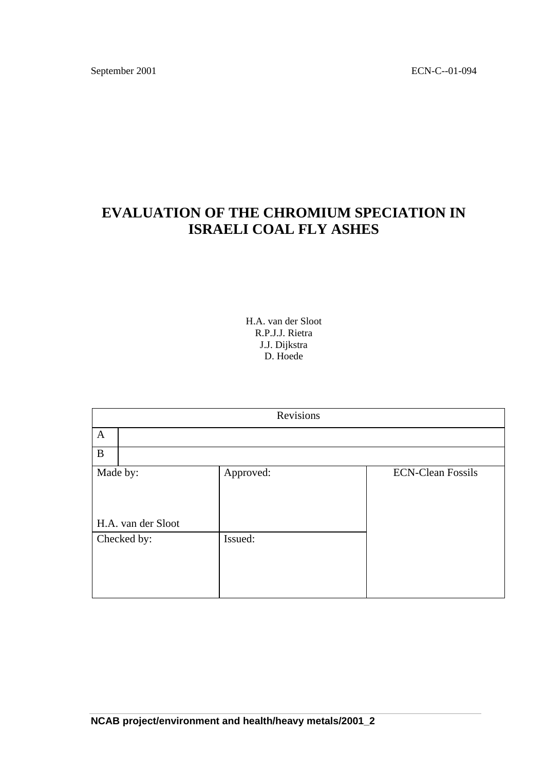September 2001 ECN-C--01-094

# EVALUATION OF THE CHROMIUM SPECIATION IN ISRAELI COAL FLY ASHES

H.A. van der Sloot
R.P.J.J. Rietra
J.J. Dijkstra
D. Hoede

| Revisions | | |
|---|---|---|
| A | | |
| B | | |
| Made by: H.A. van der Sloot | Approved: | ECN-Clean Fossils |
| Checked by: | Issued: | |

**NCAB project/environment and health/heavy metals/2001_2**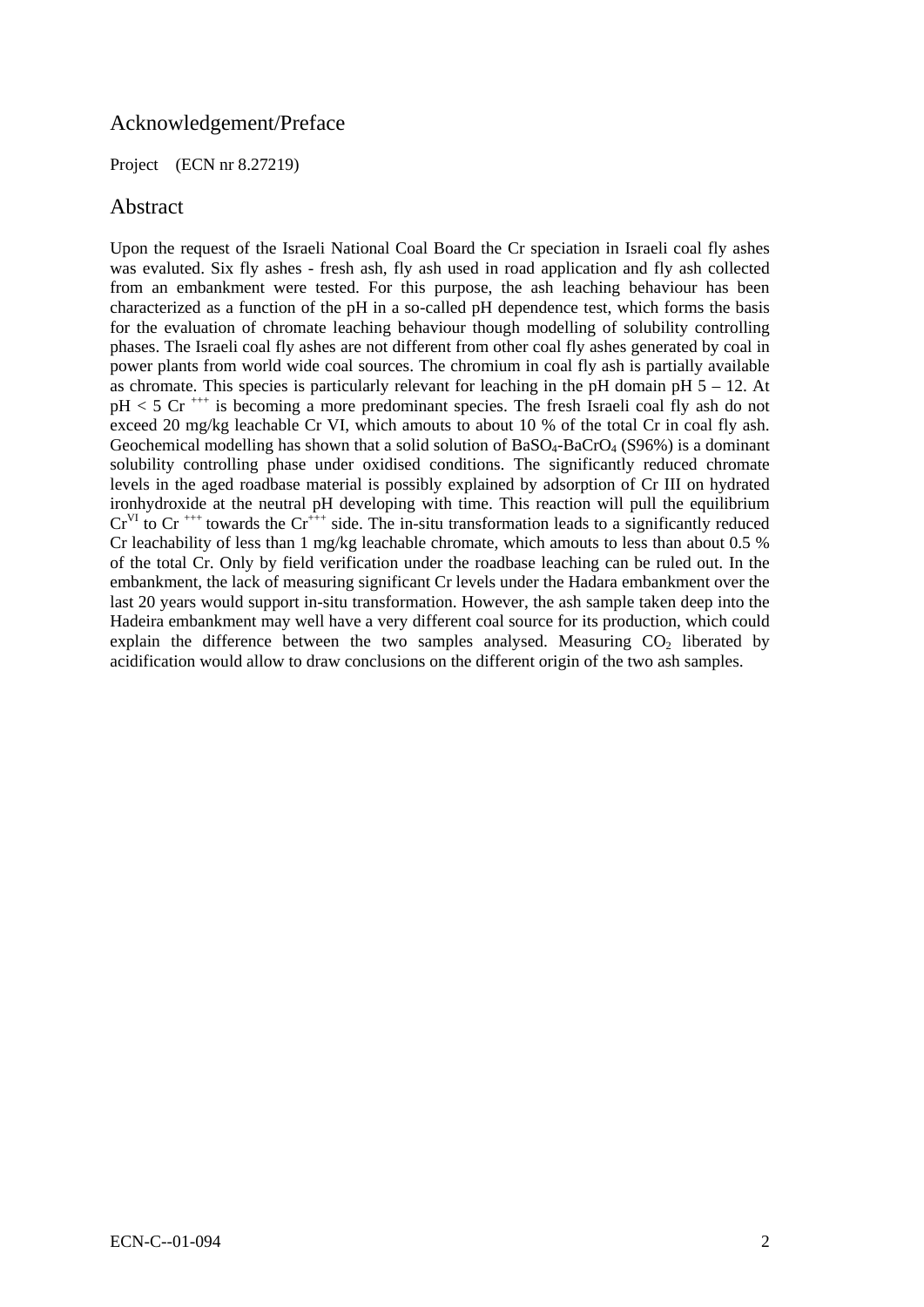# Acknowledgement/Preface

Project (ECN nr 8.27219)

# Abstract

Upon the request of the Israeli National Coal Board the Cr speciation in Israeli coal fly ashes was evaluted. Six fly ashes - fresh ash, fly ash used in road application and fly ash collected from an embankment were tested. For this purpose, the ash leaching behaviour has been characterized as a function of the pH in a so-called pH dependence test, which forms the basis for the evaluation of chromate leaching behaviour though modelling of solubility controlling phases. The Israeli coal fly ashes are not different from other coal fly ashes generated by coal in power plants from world wide coal sources. The chromium in coal fly ash is partially available as chromate. This species is particularly relevant for leaching in the pH domain pH 5 – 12. At pH < 5 $Cr^{+++}$ is becoming a more predominant species. The fresh Israeli coal fly ash do not exceed 20 mg/kg leachable Cr VI, which amouts to about 10 % of the total Cr in coal fly ash. Geochemical modelling has shown that a solid solution of $BaSO_4$-$BaCrO_4$ (S96%) is a dominant solubility controlling phase under oxidised conditions. The significantly reduced chromate levels in the aged roadbase material is possibly explained by adsorption of Cr III on hydrated ironhydroxide at the neutral pH developing with time. This reaction will pull the equilibrium $Cr^{VI}$ to $Cr^{+++}$ towards the $Cr^{+++}$ side. The in-situ transformation leads to a significantly reduced Cr leachability of less than 1 mg/kg leachable chromate, which amouts to less than about 0.5 % of the total Cr. Only by field verification under the roadbase leaching can be ruled out. In the embankment, the lack of measuring significant Cr levels under the Hadara embankment over the last 20 years would support in-situ transformation. However, the ash sample taken deep into the Hadeira embankment may well have a very different coal source for its production, which could explain the difference between the two samples analysed. Measuring $CO_2$ liberated by acidification would allow to draw conclusions on the different origin of the two ash samples.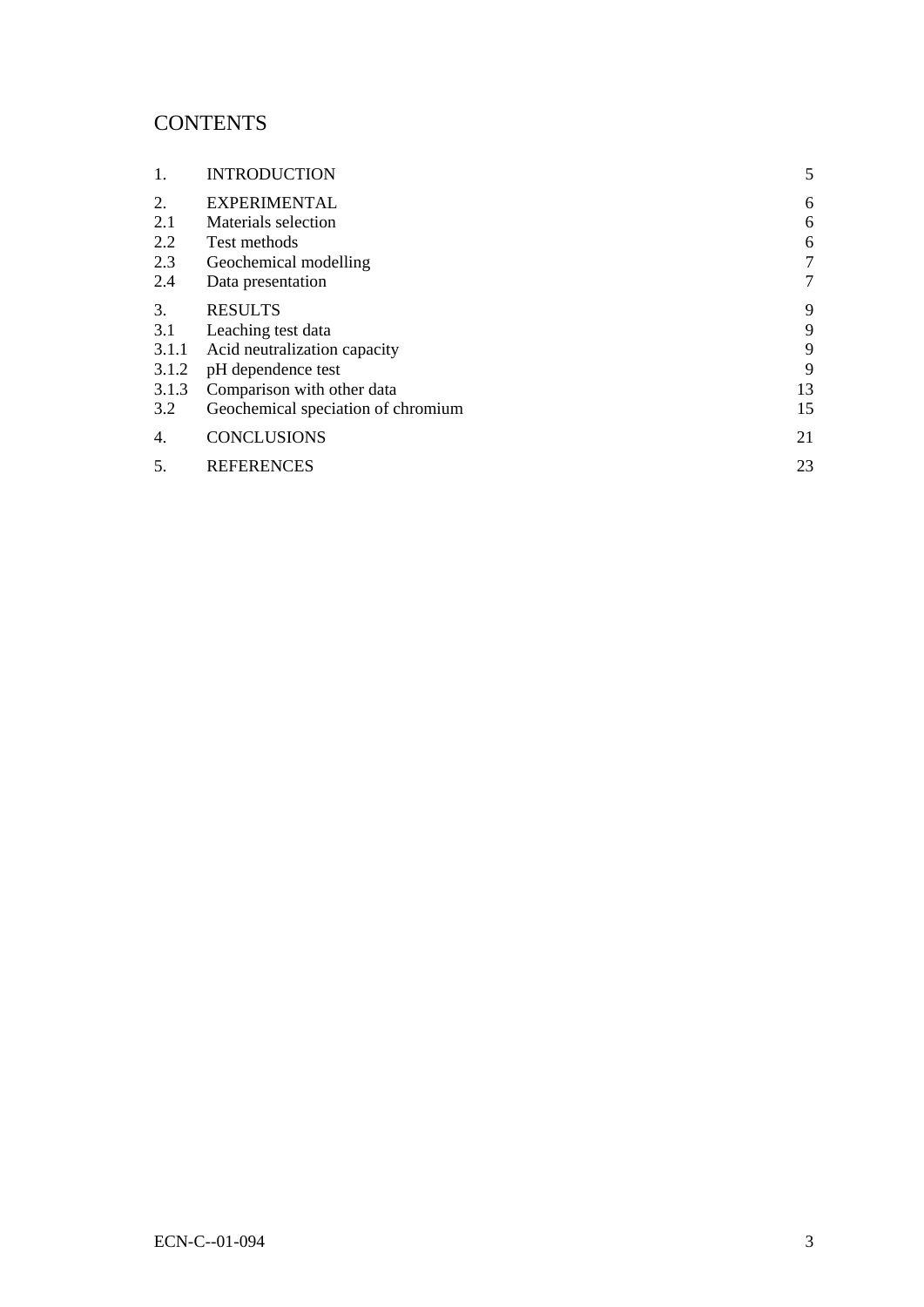# CONTENTS

| | | |
|---|---|---|
| 1. | INTRODUCTION | 5 |
| 2. | EXPERIMENTAL | 6 |
| 2.1 | Materials selection | 6 |
| 2.2 | Test methods | 6 |
| 2.3 | Geochemical modelling | 7 |
| 2.4 | Data presentation | 7 |
| 3. | RESULTS | 9 |
| 3.1 | Leaching test data | 9 |
| 3.1.1 | Acid neutralization capacity | 9 |
| 3.1.2 | pH dependence test | 9 |
| 3.1.3 | Comparison with other data | 13 |
| 3.2 | Geochemical speciation of chromium | 15 |
| 4. | CONCLUSIONS | 21 |
| 5. | REFERENCES | 23 |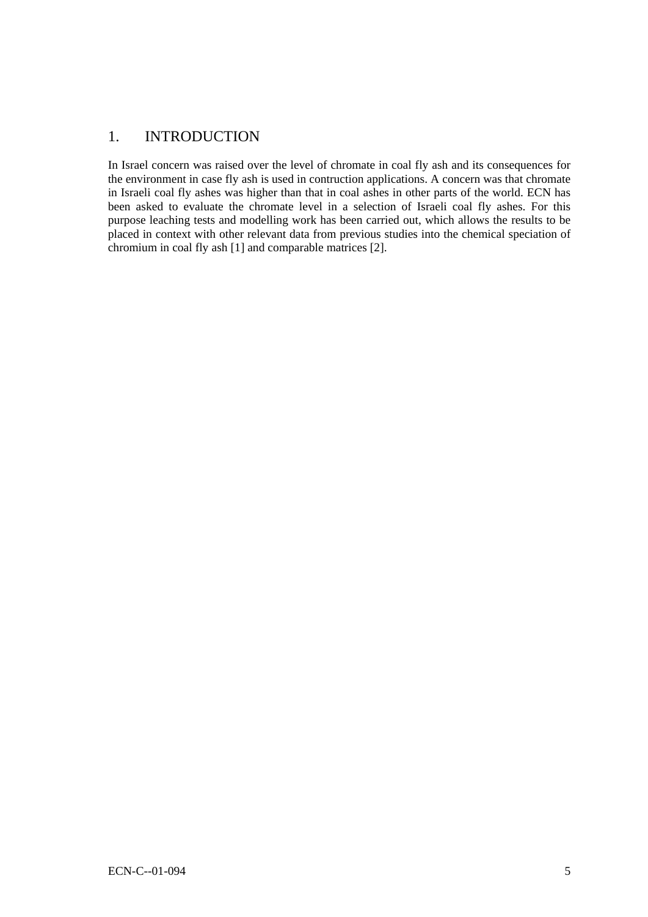# 1. INTRODUCTION

In Israel concern was raised over the level of chromate in coal fly ash and its consequences for the environment in case fly ash is used in contruction applications. A concern was that chromate in Israeli coal fly ashes was higher than that in coal ashes in other parts of the world. ECN has been asked to evaluate the chromate level in a selection of Israeli coal fly ashes. For this purpose leaching tests and modelling work has been carried out, which allows the results to be placed in context with other relevant data from previous studies into the chemical speciation of chromium in coal fly ash [1] and comparable matrices [2].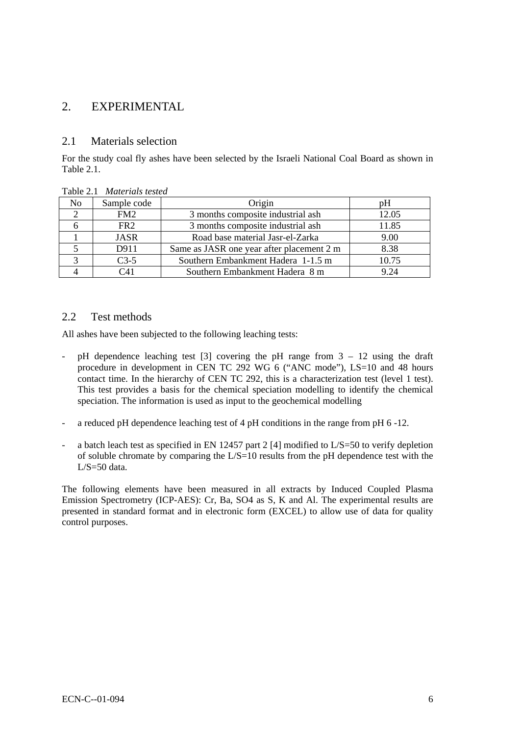## 2. EXPERIMENTAL

### 2.1 Materials selection

For the study coal fly ashes have been selected by the Israeli National Coal Board as shown in Table 2.1.

Table 2.1 *Materials tested*

| No | Sample code | Origin | pH |
|---|---|---|---|
| 2 | FM2 | 3 months composite industrial ash | 12.05 |
| 6 | FR2 | 3 months composite industrial ash | 11.85 |
| 1 | JASR | Road base material Jasr-el-Zarka | 9.00 |
| 5 | D911 | Same as JASR one year after placement 2 m | 8.38 |
| 3 | C3-5 | Southern Embankment Hadera 1-1.5 m | 10.75 |
| 4 | C41 | Southern Embankment Hadera 8 m | 9.24 |

### 2.2 Test methods

All ashes have been subjected to the following leaching tests:

- pH dependence leaching test [3] covering the pH range from 3 – 12 using the draft procedure in development in CEN TC 292 WG 6 ("ANC mode"), LS=10 and 48 hours contact time. In the hierarchy of CEN TC 292, this is a characterization test (level 1 test). This test provides a basis for the chemical speciation modelling to identify the chemical speciation. The information is used as input to the geochemical modelling

- a reduced pH dependence leaching test of 4 pH conditions in the range from pH 6 -12.

- a batch leach test as specified in EN 12457 part 2 [4] modified to L/S=50 to verify depletion of soluble chromate by comparing the L/S=10 results from the pH dependence test with the L/S=50 data.

The following elements have been measured in all extracts by Induced Coupled Plasma Emission Spectrometry (ICP-AES): Cr, Ba, SO4 as S, K and Al. The experimental results are presented in standard format and in electronic form (EXCEL) to allow use of data for quality control purposes.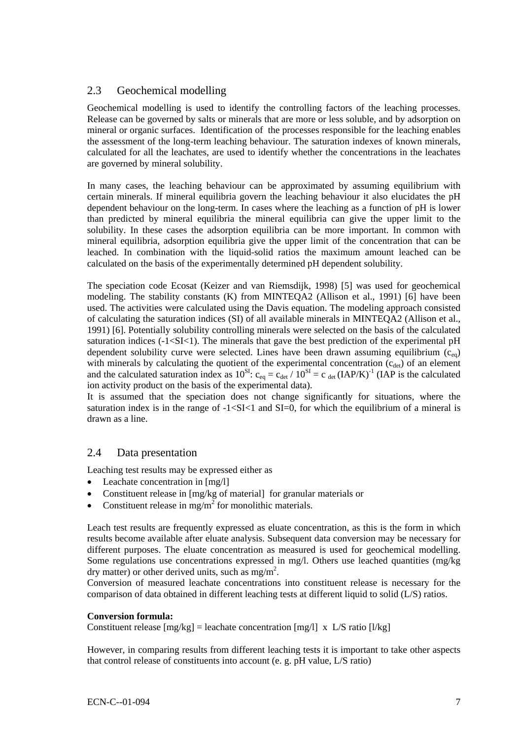## 2.3 Geochemical modelling

Geochemical modelling is used to identify the controlling factors of the leaching processes. Release can be governed by salts or minerals that are more or less soluble, and by adsorption on mineral or organic surfaces. Identification of the processes responsible for the leaching enables the assessment of the long-term leaching behaviour. The saturation indexes of known minerals, calculated for all the leachates, are used to identify whether the concentrations in the leachates are governed by mineral solubility.

In many cases, the leaching behaviour can be approximated by assuming equilibrium with certain minerals. If mineral equilibria govern the leaching behaviour it also elucidates the pH dependent behaviour on the long-term. In cases where the leaching as a function of pH is lower than predicted by mineral equilibria the mineral equilibria can give the upper limit to the solubility. In these cases the adsorption equilibria can be more important. In common with mineral equilibria, adsorption equilibria give the upper limit of the concentration that can be leached. In combination with the liquid-solid ratios the maximum amount leached can be calculated on the basis of the experimentally determined pH dependent solubility.

The speciation code Ecosat (Keizer and van Riemsdijk, 1998) [5] was used for geochemical modeling. The stability constants (K) from MINTEQA2 (Allison et al., 1991) [6] have been used. The activities were calculated using the Davis equation. The modeling approach consisted of calculating the saturation indices (SI) of all available minerals in MINTEQA2 (Allison et al., 1991) [6]. Potentially solubility controlling minerals were selected on the basis of the calculated saturation indices ($-1<SI<1$). The minerals that gave the best prediction of the experimental pH dependent solubility curve were selected. Lines have been drawn assuming equilibrium ($c_{eq}$) with minerals by calculating the quotient of the experimental concentration ($c_{det}$) of an element and the calculated saturation index as $10^{SI}$: $c_{eq} = c_{det} / 10^{SI} = c_{det} (IAP/K)^{-1}$ (IAP is the calculated ion activity product on the basis of the experimental data).
It is assumed that the speciation does not change significantly for situations, where the saturation index is in the range of $-1<SI<1$ and SI=0, for which the equilibrium of a mineral is drawn as a line.

## 2.4 Data presentation

Leaching test results may be expressed either as

- Leachate concentration in [mg/l]
- Constituent release in [mg/kg of material] for granular materials or
- Constituent release in $mg/m^2$ for monolithic materials.

Leach test results are frequently expressed as eluate concentration, as this is the form in which results become available after eluate analysis. Subsequent data conversion may be necessary for different purposes. The eluate concentration as measured is used for geochemical modelling. Some regulations use concentrations expressed in mg/l. Others use leached quantities (mg/kg dry matter) or other derived units, such as $mg/m^2$.
Conversion of measured leachate concentrations into constituent release is necessary for the comparison of data obtained in different leaching tests at different liquid to solid (L/S) ratios.

**Conversion formula:**
Constituent release [mg/kg] = leachate concentration [mg/l] x L/S ratio [l/kg]

However, in comparing results from different leaching tests it is important to take other aspects that control release of constituents into account (e. g. pH value, L/S ratio)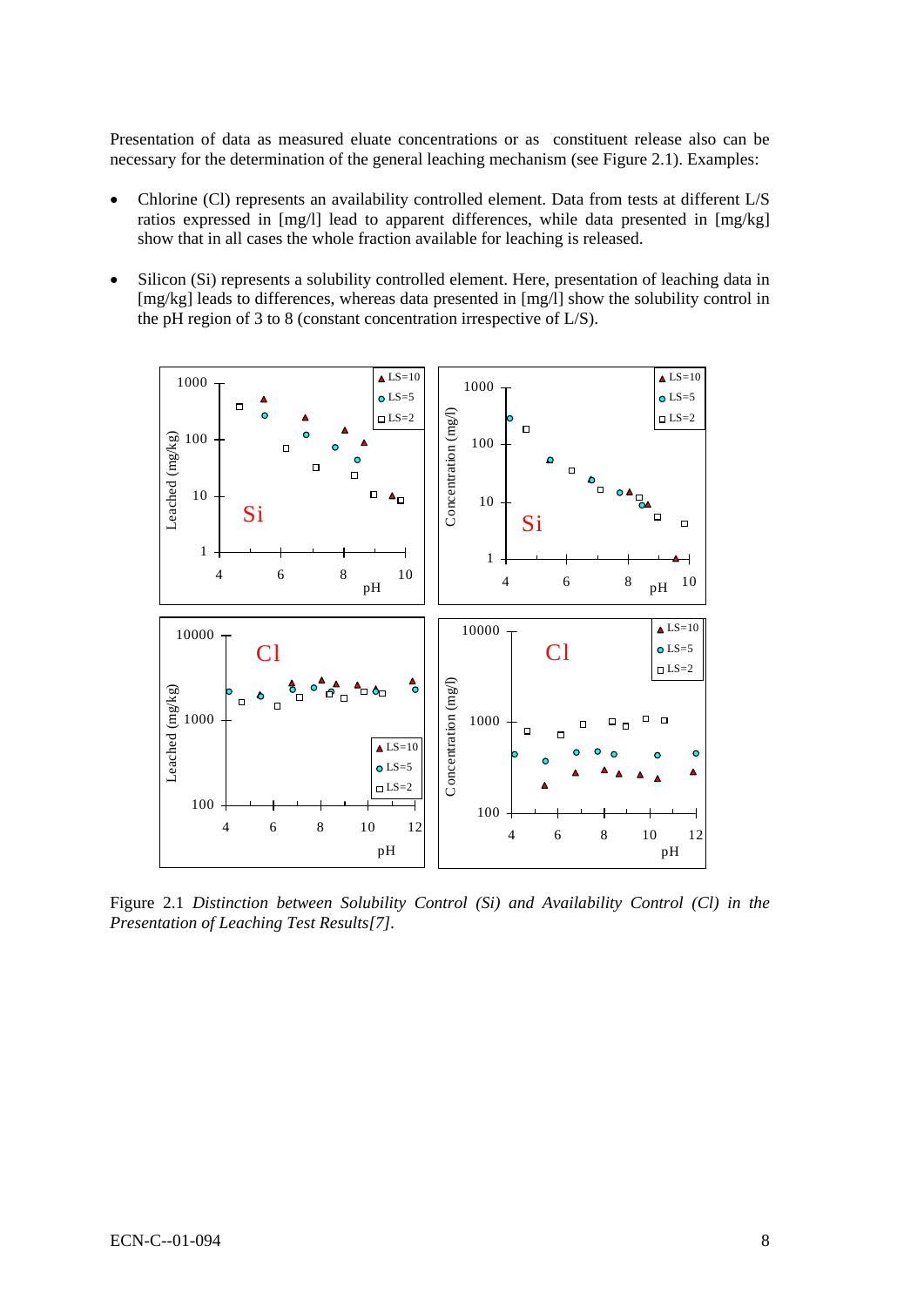Presentation of data as measured eluate concentrations or as constituent release also can be necessary for the determination of the general leaching mechanism (see Figure 2.1). Examples:

- Chlorine (Cl) represents an availability controlled element. Data from tests at different L/S ratios expressed in [mg/l] lead to apparent differences, while data presented in [mg/kg] show that in all cases the whole fraction available for leaching is released.
- Silicon (Si) represents a solubility controlled element. Here, presentation of leaching data in [mg/kg] leads to differences, whereas data presented in [mg/l] show the solubility control in the pH region of 3 to 8 (constant concentration irrespective of L/S).

Figure 2.1 *Distinction between Solubility Control (Si) and Availability Control (Cl) in the Presentation of Leaching Test Results[7].*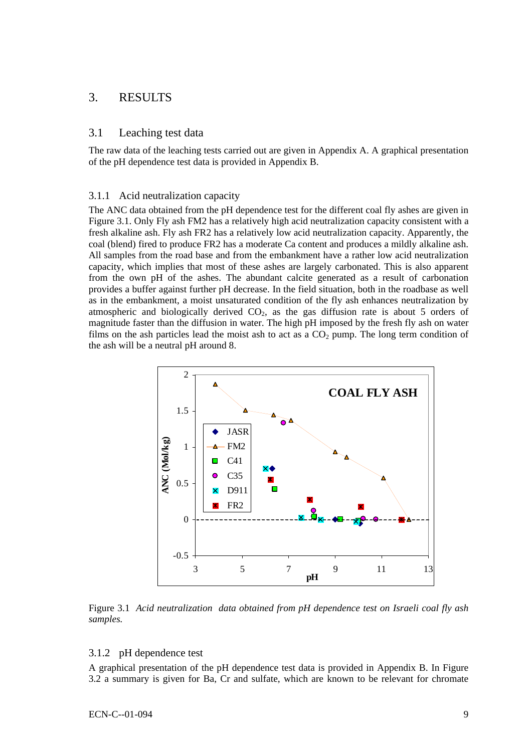# 3. RESULTS

## 3.1 Leaching test data

The raw data of the leaching tests carried out are given in Appendix A. A graphical presentation of the pH dependence test data is provided in Appendix B.

### 3.1.1 Acid neutralization capacity

The ANC data obtained from the pH dependence test for the different coal fly ashes are given in Figure 3.1. Only Fly ash FM2 has a relatively high acid neutralization capacity consistent with a fresh alkaline ash. Fly ash FR2 has a relatively low acid neutralization capacity. Apparently, the coal (blend) fired to produce FR2 has a moderate Ca content and produces a mildly alkaline ash. All samples from the road base and from the embankment have a rather low acid neutralization capacity, which implies that most of these ashes are largely carbonated. This is also apparent from the own pH of the ashes. The abundant calcite generated as a result of carbonation provides a buffer against further pH decrease. In the field situation, both in the roadbase as well as in the embankment, a moist unsaturated condition of the fly ash enhances neutralization by atmospheric and biologically derived $CO_2$, as the gas diffusion rate is about 5 orders of magnitude faster than the diffusion in water. The high pH imposed by the fresh fly ash on water films on the ash particles lead the moist ash to act as a $CO_2$ pump. The long term condition of the ash will be a neutral pH around 8.

Figure 3.1 *Acid neutralization data obtained from pH dependence test on Israeli coal fly ash samples.*

### 3.1.2 pH dependence test

A graphical presentation of the pH dependence test data is provided in Appendix B. In Figure 3.2 a summary is given for Ba, Cr and sulfate, which are known to be relevant for chromate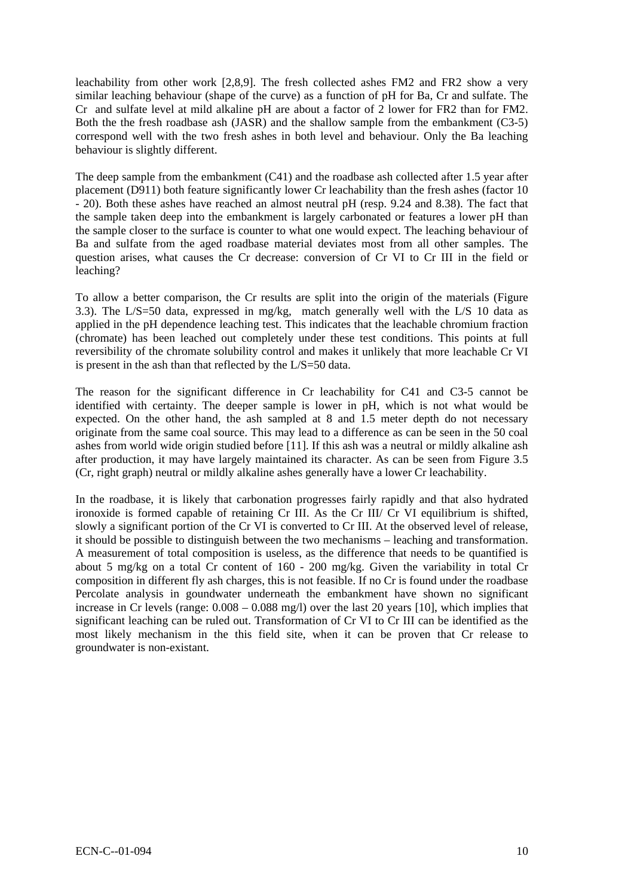leachability from other work [2,8,9]. The fresh collected ashes FM2 and FR2 show a very similar leaching behaviour (shape of the curve) as a function of pH for Ba, Cr and sulfate. The Cr and sulfate level at mild alkaline pH are about a factor of 2 lower for FR2 than for FM2. Both the the fresh roadbase ash (JASR) and the shallow sample from the embankment (C3-5) correspond well with the two fresh ashes in both level and behaviour. Only the Ba leaching behaviour is slightly different.

The deep sample from the embankment (C41) and the roadbase ash collected after 1.5 year after placement (D911) both feature significantly lower Cr leachability than the fresh ashes (factor 10 - 20). Both these ashes have reached an almost neutral pH (resp. 9.24 and 8.38). The fact that the sample taken deep into the embankment is largely carbonated or features a lower pH than the sample closer to the surface is counter to what one would expect. The leaching behaviour of Ba and sulfate from the aged roadbase material deviates most from all other samples. The question arises, what causes the Cr decrease: conversion of Cr VI to Cr III in the field or leaching?

To allow a better comparison, the Cr results are split into the origin of the materials (Figure 3.3). The L/S=50 data, expressed in mg/kg, match generally well with the L/S 10 data as applied in the pH dependence leaching test. This indicates that the leachable chromium fraction (chromate) has been leached out completely under these test conditions. This points at full reversibility of the chromate solubility control and makes it unlikely that more leachable Cr VI is present in the ash than that reflected by the L/S=50 data.

The reason for the significant difference in Cr leachability for C41 and C3-5 cannot be identified with certainty. The deeper sample is lower in pH, which is not what would be expected. On the other hand, the ash sampled at 8 and 1.5 meter depth do not necessary originate from the same coal source. This may lead to a difference as can be seen in the 50 coal ashes from world wide origin studied before [11]. If this ash was a neutral or mildly alkaline ash after production, it may have largely maintained its character. As can be seen from Figure 3.5 (Cr, right graph) neutral or mildly alkaline ashes generally have a lower Cr leachability.

In the roadbase, it is likely that carbonation progresses fairly rapidly and that also hydrated ironoxide is formed capable of retaining Cr III. As the Cr III/ Cr VI equilibrium is shifted, slowly a significant portion of the Cr VI is converted to Cr III. At the observed level of release, it should be possible to distinguish between the two mechanisms – leaching and transformation. A measurement of total composition is useless, as the difference that needs to be quantified is about 5 mg/kg on a total Cr content of 160 - 200 mg/kg. Given the variability in total Cr composition in different fly ash charges, this is not feasible. If no Cr is found under the roadbase Percolate analysis in goundwater underneath the embankment have shown no significant increase in Cr levels (range: 0.008 – 0.088 mg/l) over the last 20 years [10], which implies that significant leaching can be ruled out. Transformation of Cr VI to Cr III can be identified as the most likely mechanism in the this field site, when it can be proven that Cr release to groundwater is non-existant.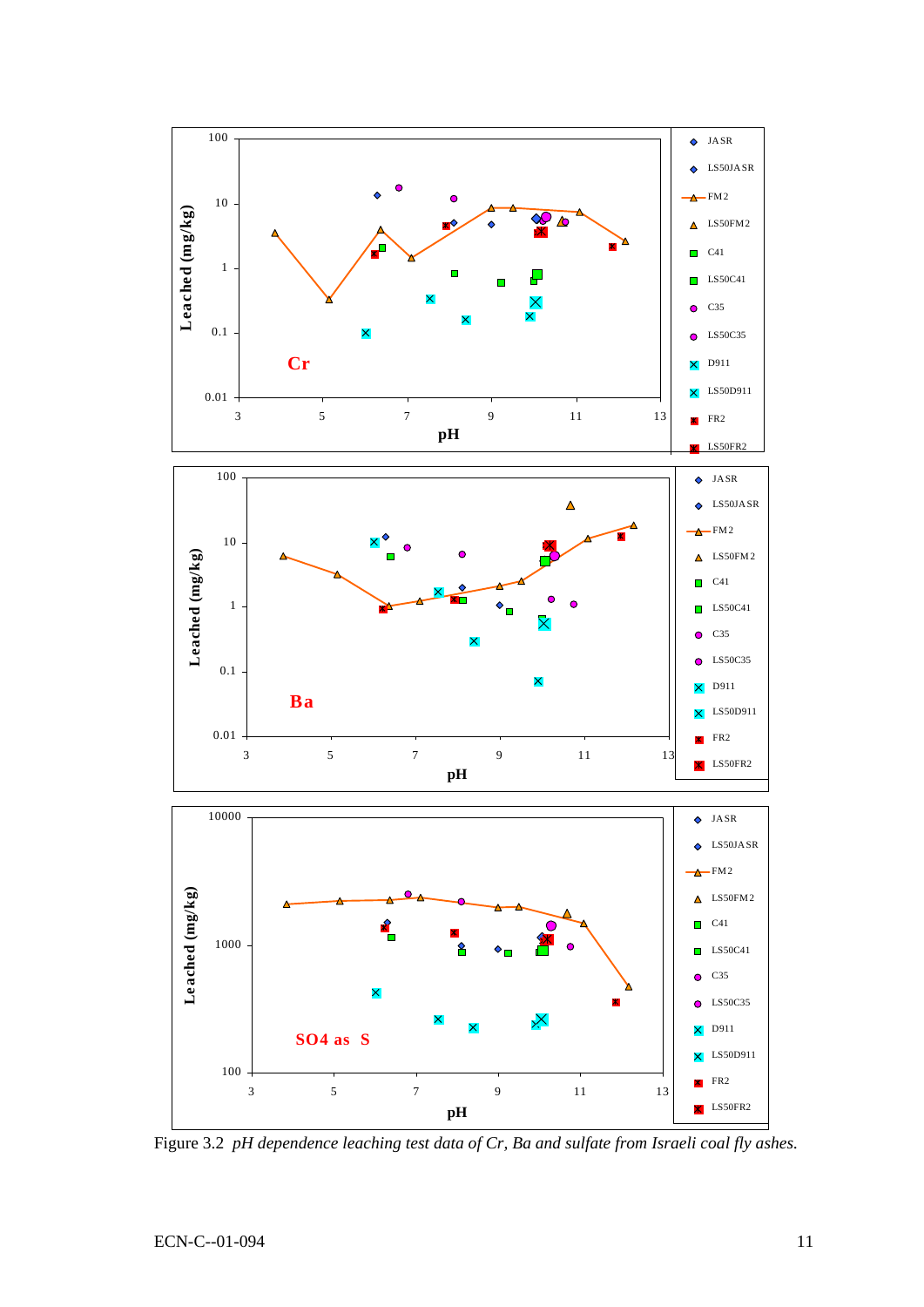Figure 3.2 *pH dependence leaching test data of Cr, Ba and sulfate from Israeli coal fly ashes.*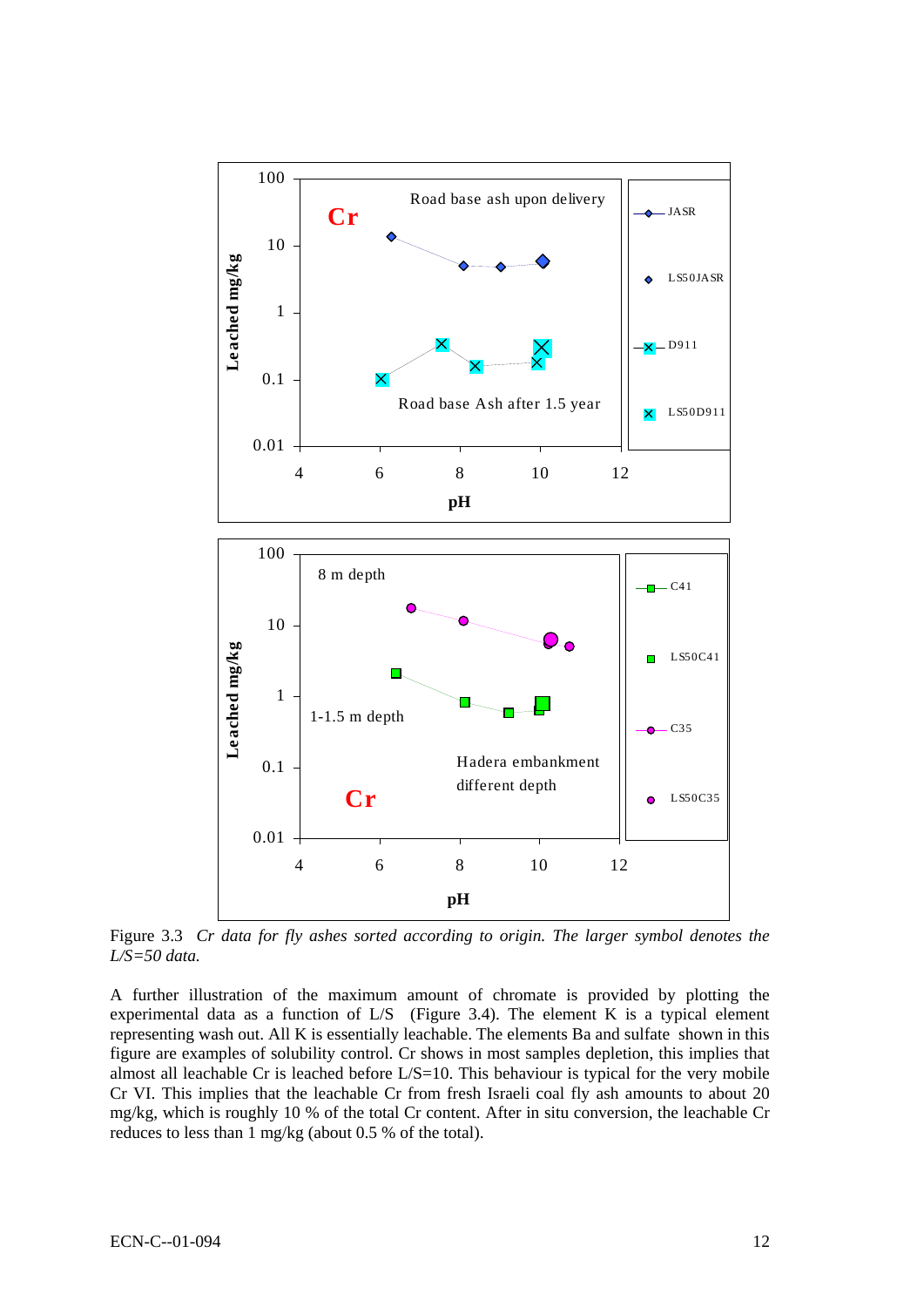Figure 3.3 *Cr data for fly ashes sorted according to origin. The larger symbol denotes the L/S=50 data.*

A further illustration of the maximum amount of chromate is provided by plotting the experimental data as a function of L/S (Figure 3.4). The element K is a typical element representing wash out. All K is essentially leachable. The elements Ba and sulfate shown in this figure are examples of solubility control. Cr shows in most samples depletion, this implies that almost all leachable Cr is leached before L/S=10. This behaviour is typical for the very mobile Cr VI. This implies that the leachable Cr from fresh Israeli coal fly ash amounts to about 20 mg/kg, which is roughly 10 % of the total Cr content. After in situ conversion, the leachable Cr reduces to less than 1 mg/kg (about 0.5 % of the total).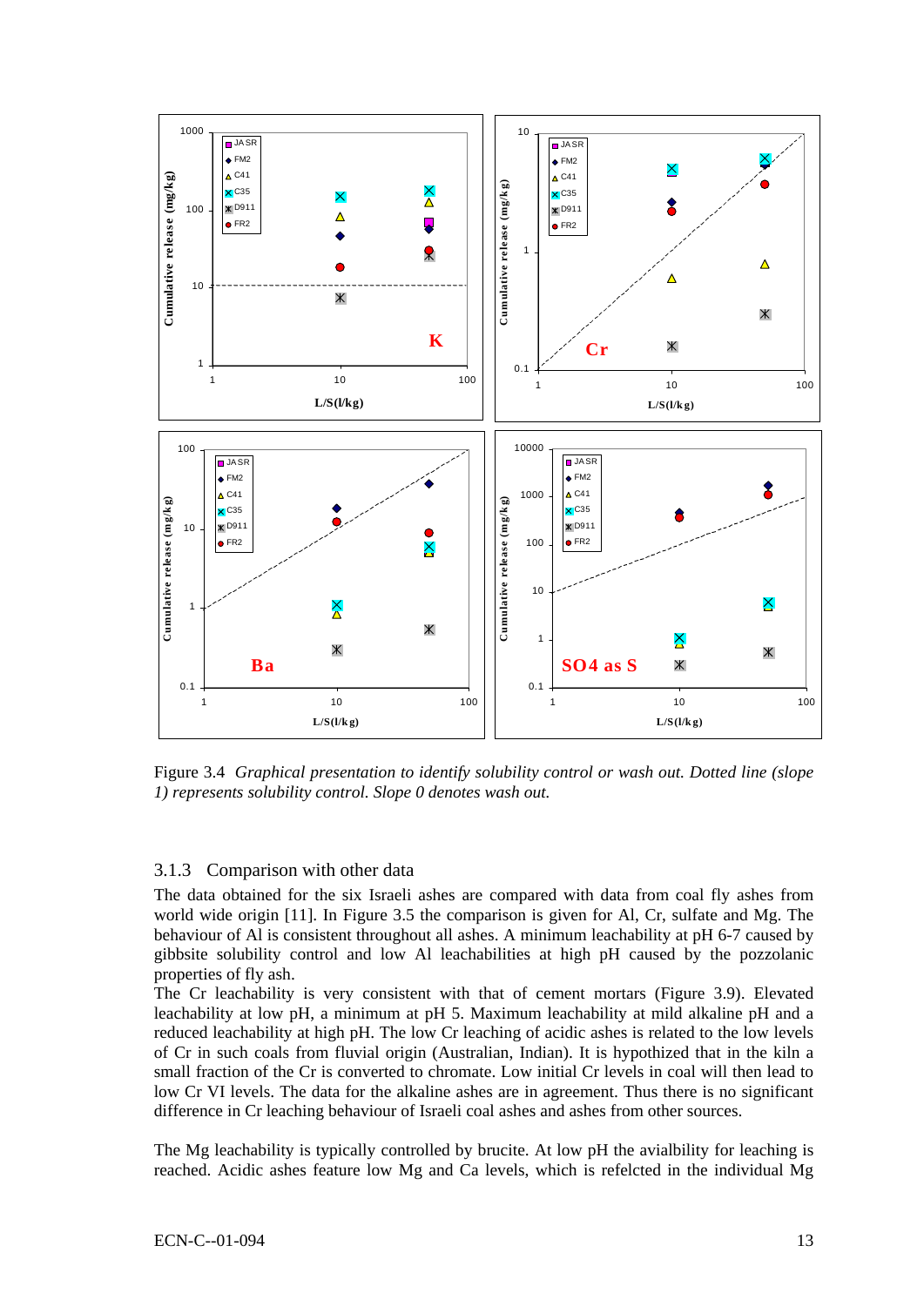Figure 3.4 *Graphical presentation to identify solubility control or wash out. Dotted line (slope 1) represents solubility control. Slope 0 denotes wash out.*

### 3.1.3 Comparison with other data

The data obtained for the six Israeli ashes are compared with data from coal fly ashes from world wide origin [11]. In Figure 3.5 the comparison is given for Al, Cr, sulfate and Mg. The behaviour of Al is consistent throughout all ashes. A minimum leachability at pH 6-7 caused by gibbsite solubility control and low Al leachabilities at high pH caused by the pozzolanic properties of fly ash.
The Cr leachability is very consistent with that of cement mortars (Figure 3.9). Elevated leachability at low pH, a minimum at pH 5. Maximum leachability at mild alkaline pH and a reduced leachability at high pH. The low Cr leaching of acidic ashes is related to the low levels of Cr in such coals from fluvial origin (Australian, Indian). It is hypothized that in the kiln a small fraction of the Cr is converted to chromate. Low initial Cr levels in coal will then lead to low Cr VI levels. The data for the alkaline ashes are in agreement. Thus there is no significant difference in Cr leaching behaviour of Israeli coal ashes and ashes from other sources.

The Mg leachability is typically controlled by brucite. At low pH the avialbility for leaching is reached. Acidic ashes feature low Mg and Ca levels, which is refelcted in the individual Mg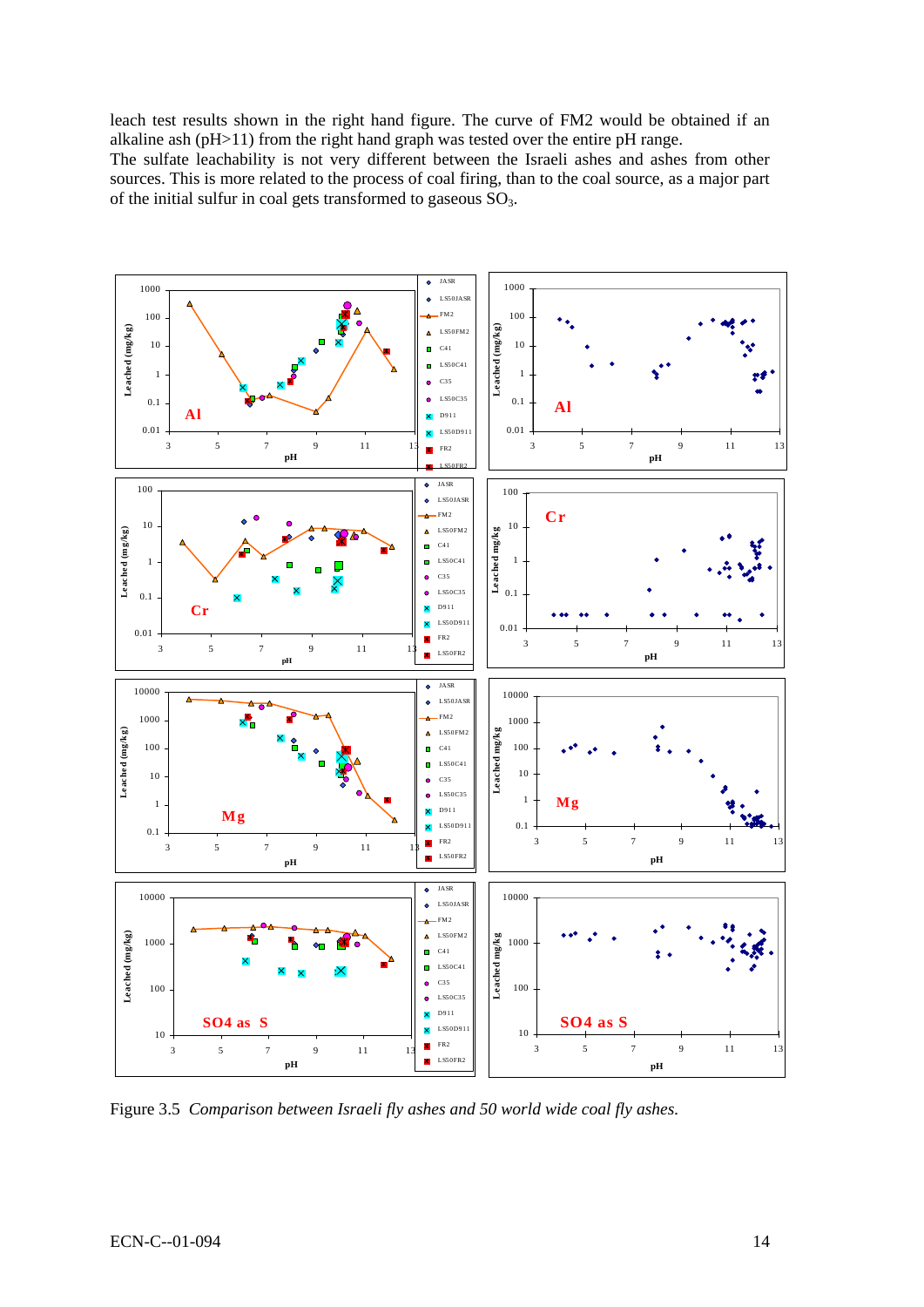leach test results shown in the right hand figure. The curve of FM2 would be obtained if an alkaline ash (pH>11) from the right hand graph was tested over the entire pH range.
The sulfate leachability is not very different between the Israeli ashes and ashes from other sources. This is more related to the process of coal firing, than to the coal source, as a major part of the initial sulfur in coal gets transformed to gaseous $SO_3$.

Figure 3.5 *Comparison between Israeli fly ashes and 50 world wide coal fly ashes.*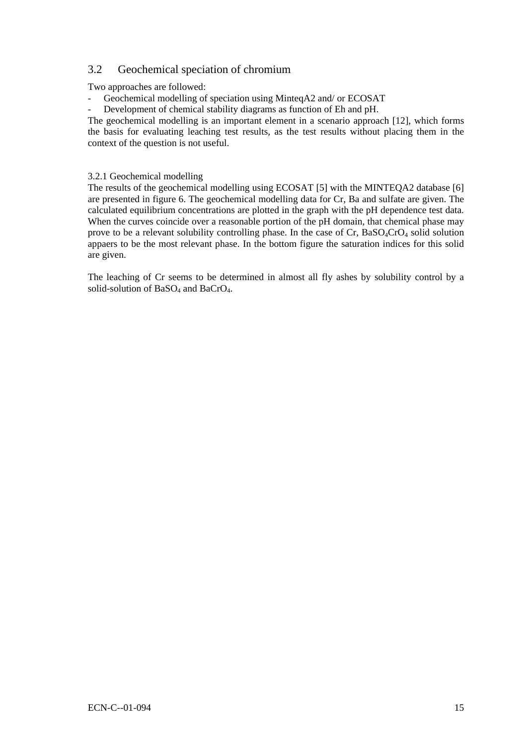## 3.2 Geochemical speciation of chromium

Two approaches are followed:

- Geochemical modelling of speciation using MinteqA2 and/ or ECOSAT
- Development of chemical stability diagrams as function of Eh and pH.

The geochemical modelling is an important element in a scenario approach [12], which forms the basis for evaluating leaching test results, as the test results without placing them in the context of the question is not useful.

### 3.2.1 Geochemical modelling

The results of the geochemical modelling using ECOSAT [5] with the MINTEQA2 database [6] are presented in figure 6. The geochemical modelling data for Cr, Ba and sulfate are given. The calculated equilibrium concentrations are plotted in the graph with the pH dependence test data. When the curves coincide over a reasonable portion of the pH domain, that chemical phase may prove to be a relevant solubility controlling phase. In the case of Cr, $BaSO_4CrO_4$ solid solution appaers to be the most relevant phase. In the bottom figure the saturation indices for this solid are given.

The leaching of Cr seems to be determined in almost all fly ashes by solubility control by a solid-solution of $BaSO_4$ and $BaCrO_4$.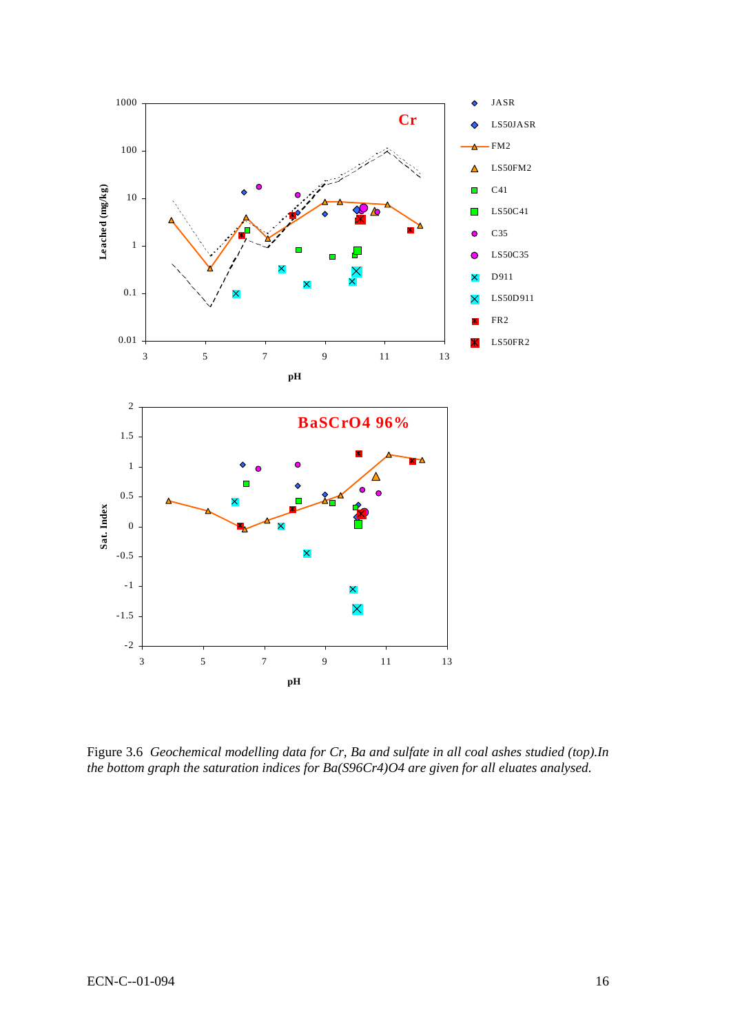Figure 3.6 *Geochemical modelling data for Cr, Ba and sulfate in all coal ashes studied (top).In the bottom graph the saturation indices for Ba(S96Cr4)O4 are given for all eluates analysed.*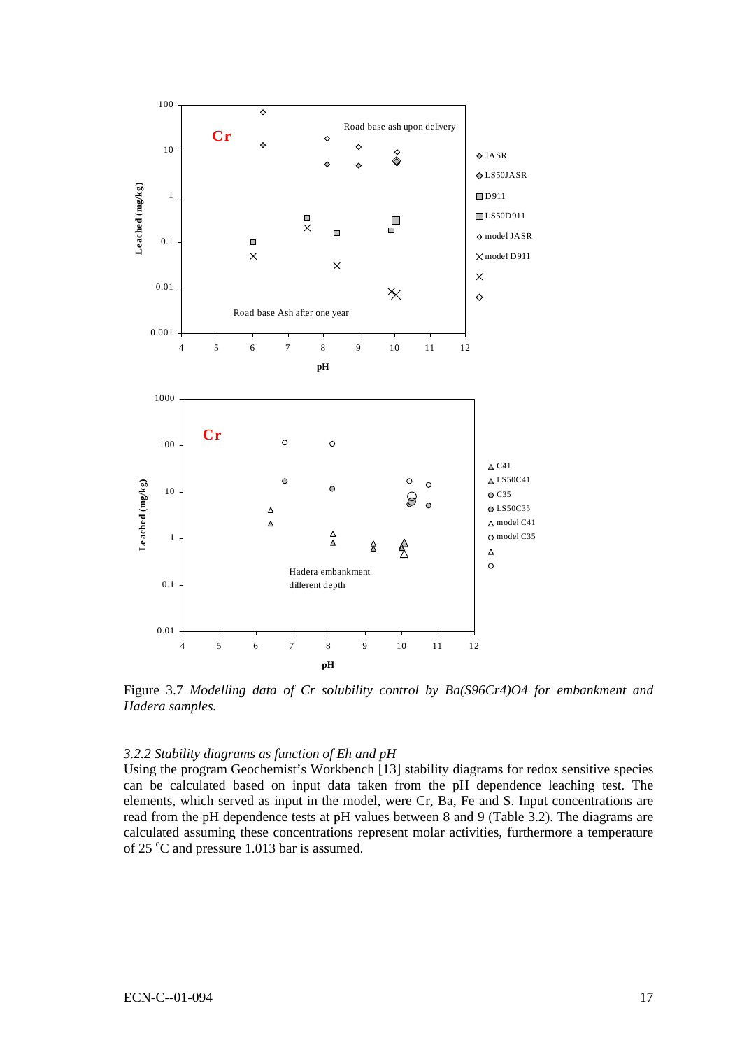Figure 3.7 *Modelling data of Cr solubility control by Ba(S96Cr4)O4 for embankment and Hadera samples.*

### *3.2.2 Stability diagrams as function of Eh and pH*

Using the program Geochemist's Workbench [13] stability diagrams for redox sensitive species can be calculated based on input data taken from the pH dependence leaching test. The elements, which served as input in the model, were Cr, Ba, Fe and S. Input concentrations are read from the pH dependence tests at pH values between 8 and 9 (Table 3.2). The diagrams are calculated assuming these concentrations represent molar activities, furthermore a temperature of 25 $^{o}$C and pressure 1.013 bar is assumed.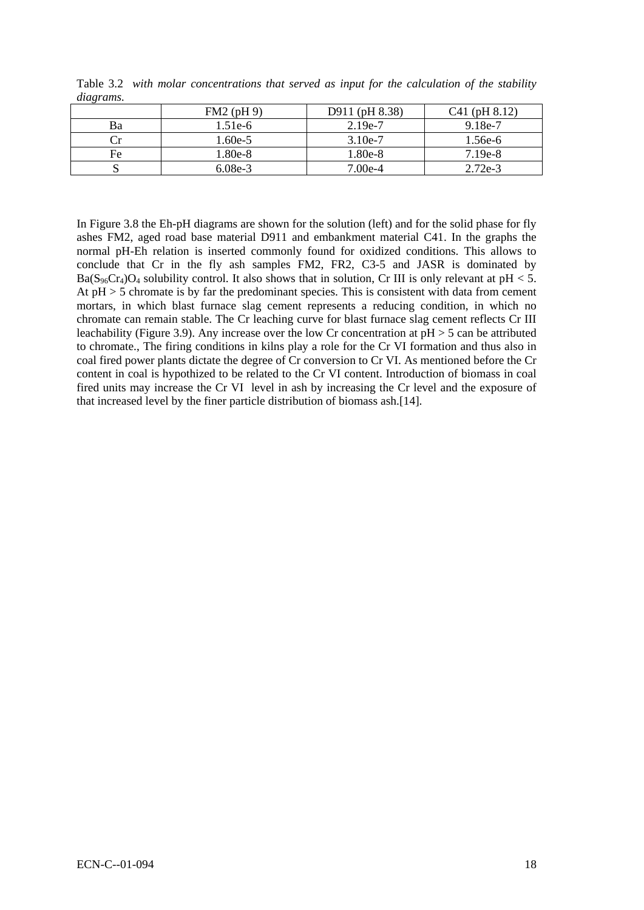Table 3.2 *with molar concentrations that served as input for the calculation of the stability diagrams.*

| | FM2 (pH 9) | D911 (pH 8.38) | C41 (pH 8.12) |
|---|---|---|---|
| Ba | 1.51e-6 | 2.19e-7 | 9.18e-7 |
| Cr | 1.60e-5 | 3.10e-7 | 1.56e-6 |
| Fe | 1.80e-8 | 1.80e-8 | 7.19e-8 |
| S | 6.08e-3 | 7.00e-4 | 2.72e-3 |

In Figure 3.8 the Eh-pH diagrams are shown for the solution (left) and for the solid phase for fly ashes FM2, aged road base material D911 and embankment material C41. In the graphs the normal pH-Eh relation is inserted commonly found for oxidized conditions. This allows to conclude that Cr in the fly ash samples FM2, FR2, C3-5 and JASR is dominated by $Ba(S_{96}Cr_4)O_4$ solubility control. It also shows that in solution, Cr III is only relevant at pH < 5. At pH > 5 chromate is by far the predominant species. This is consistent with data from cement mortars, in which blast furnace slag cement represents a reducing condition, in which no chromate can remain stable. The Cr leaching curve for blast furnace slag cement reflects Cr III leachability (Figure 3.9). Any increase over the low Cr concentration at pH > 5 can be attributed to chromate., The firing conditions in kilns play a role for the Cr VI formation and thus also in coal fired power plants dictate the degree of Cr conversion to Cr VI. As mentioned before the Cr content in coal is hypothized to be related to the Cr VI content. Introduction of biomass in coal fired units may increase the Cr VI level in ash by increasing the Cr level and the exposure of that increased level by the finer particle distribution of biomass ash.[14].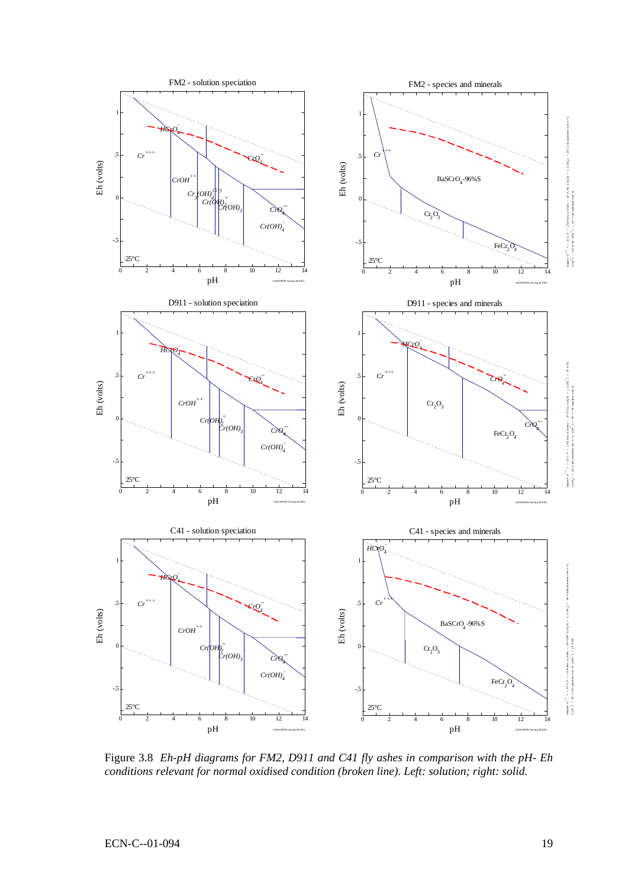Figure 3.8 *Eh-pH diagrams for FM2, D911 and C41 fly ashes in comparison with the pH- Eh conditions relevant for normal oxidised condition (broken line). Left: solution; right: solid.*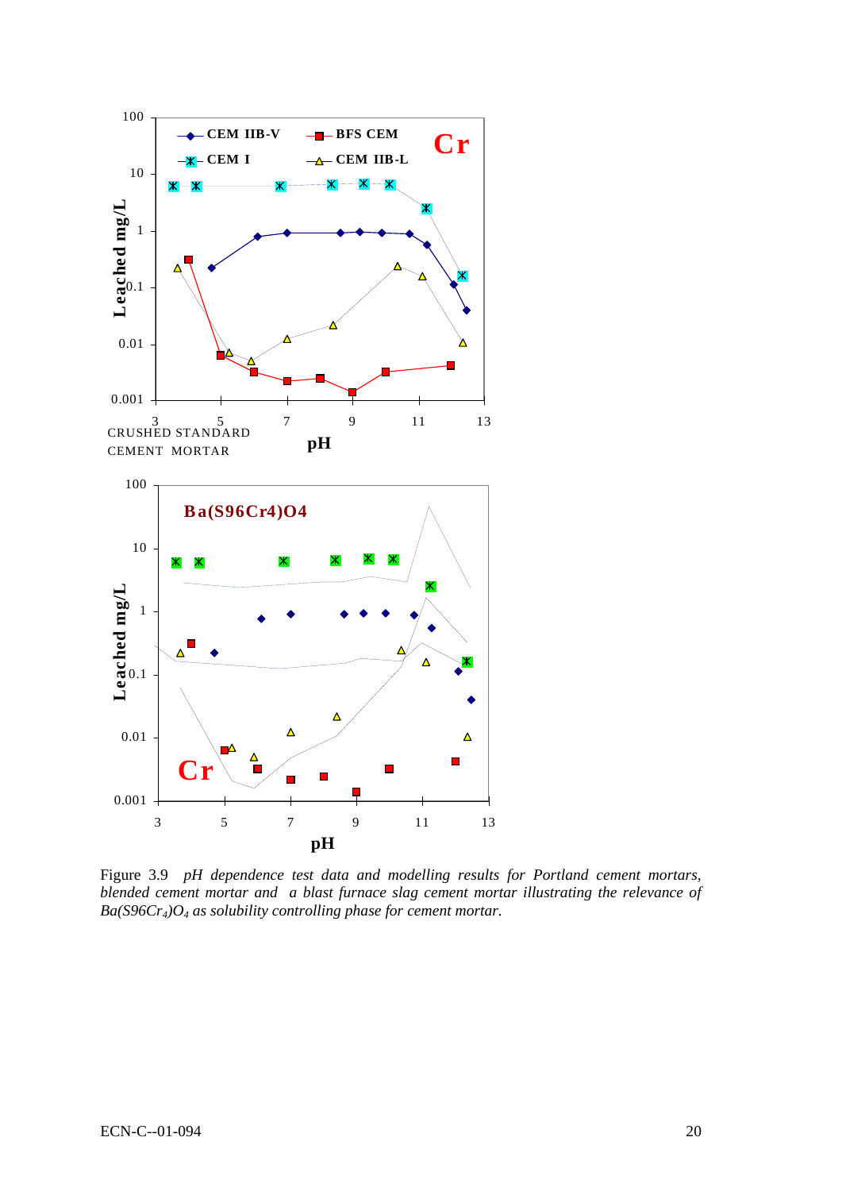Figure 3.9 *pH dependence test data and modelling results for Portland cement mortars, blended cement mortar and a blast furnace slag cement mortar illustrating the relevance of $Ba(S96Cr_4)O_4$ as solubility controlling phase for cement mortar.*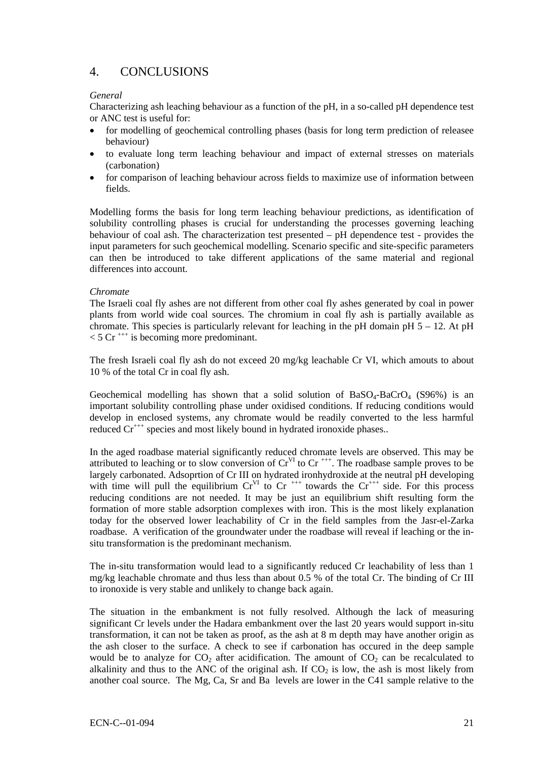# 4. CONCLUSIONS

*General*

Characterizing ash leaching behaviour as a function of the pH, in a so-called pH dependence test or ANC test is useful for:

- for modelling of geochemical controlling phases (basis for long term prediction of releasee behaviour)
- to evaluate long term leaching behaviour and impact of external stresses on materials (carbonation)
- for comparison of leaching behaviour across fields to maximize use of information between fields.

Modelling forms the basis for long term leaching behaviour predictions, as identification of solubility controlling phases is crucial for understanding the processes governing leaching behaviour of coal ash. The characterization test presented – pH dependence test - provides the input parameters for such geochemical modelling. Scenario specific and site-specific parameters can then be introduced to take different applications of the same material and regional differences into account.

*Chromate*

The Israeli coal fly ashes are not different from other coal fly ashes generated by coal in power plants from world wide coal sources. The chromium in coal fly ash is partially available as chromate. This species is particularly relevant for leaching in the pH domain pH 5 – 12. At pH < 5 $Cr^{+++}$ is becoming more predominant.

The fresh Israeli coal fly ash do not exceed 20 mg/kg leachable Cr VI, which amouts to about 10 % of the total Cr in coal fly ash.

Geochemical modelling has shown that a solid solution of $BaSO_4$-$BaCrO_4$ (S96%) is an important solubility controlling phase under oxidised conditions. If reducing conditions would develop in enclosed systems, any chromate would be readily converted to the less harmful reduced $Cr^{+++}$ species and most likely bound in hydrated ironoxide phases..

In the aged roadbase material significantly reduced chromate levels are observed. This may be attributed to leaching or to slow conversion of $Cr^{VI}$ to $Cr^{+++}$. The roadbase sample proves to be largely carbonated. Adsoprtion of Cr III on hydrated ironhydroxide at the neutral pH developing with time will pull the equilibrium $Cr^{VI}$ to $Cr^{+++}$ towards the $Cr^{+++}$ side. For this process reducing conditions are not needed. It may be just an equilibrium shift resulting form the formation of more stable adsorption complexes with iron. This is the most likely explanation today for the observed lower leachability of Cr in the field samples from the Jasr-el-Zarka roadbase. A verification of the groundwater under the roadbase will reveal if leaching or the in-situ transformation is the predominant mechanism.

The in-situ transformation would lead to a significantly reduced Cr leachability of less than 1 mg/kg leachable chromate and thus less than about 0.5 % of the total Cr. The binding of Cr III to ironoxide is very stable and unlikely to change back again.

The situation in the embankment is not fully resolved. Although the lack of measuring significant Cr levels under the Hadara embankment over the last 20 years would support in-situ transformation, it can not be taken as proof, as the ash at 8 m depth may have another origin as the ash closer to the surface. A check to see if carbonation has occured in the deep sample would be to analyze for $CO_2$ after acidification. The amount of $CO_2$ can be recalculated to alkalinity and thus to the ANC of the original ash. If $CO_2$ is low, the ash is most likely from another coal source. The Mg, Ca, Sr and Ba levels are lower in the C41 sample relative to the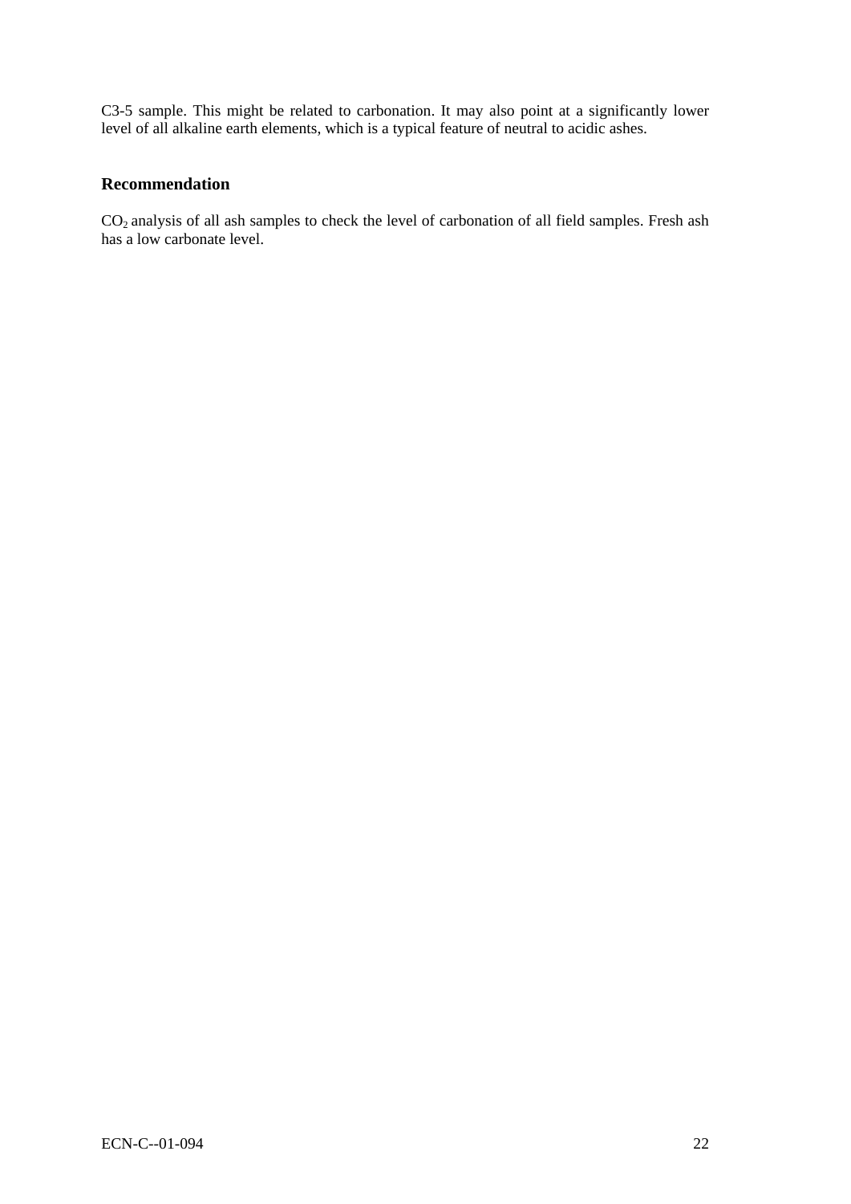C3-5 sample. This might be related to carbonation. It may also point at a significantly lower level of all alkaline earth elements, which is a typical feature of neutral to acidic ashes.

## Recommendation

$CO_2$ analysis of all ash samples to check the level of carbonation of all field samples. Fresh ash has a low carbonate level.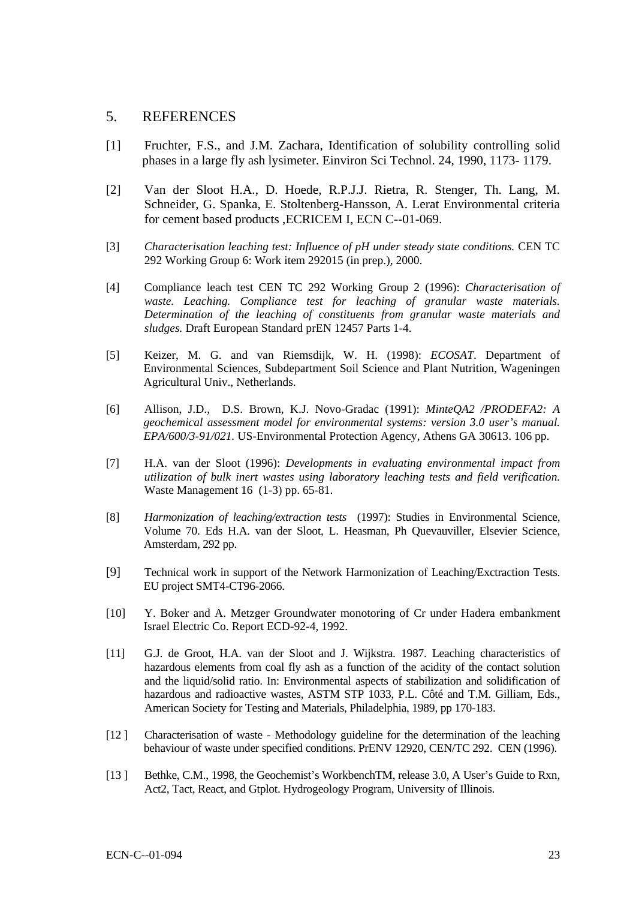## 5. REFERENCES

[1] Fruchter, F.S., and J.M. Zachara, Identification of solubility controlling solid phases in a large fly ash lysimeter. Einviron Sci Technol. 24, 1990, 1173- 1179.

[2] Van der Sloot H.A., D. Hoede, R.P.J.J. Rietra, R. Stenger, Th. Lang, M. Schneider, G. Spanka, E. Stoltenberg-Hansson, A. Lerat Environmental criteria for cement based products ,ECRICEM I, ECN C--01-069.

[3] *Characterisation leaching test: Influence of pH under steady state conditions.* CEN TC 292 Working Group 6: Work item 292015 (in prep.), 2000.

[4] Compliance leach test CEN TC 292 Working Group 2 (1996): *Characterisation of waste. Leaching. Compliance test for leaching of granular waste materials. Determination of the leaching of constituents from granular waste materials and sludges.* Draft European Standard prEN 12457 Parts 1-4.

[5] Keizer, M. G. and van Riemsdijk, W. H. (1998): *ECOSAT*. Department of Environmental Sciences, Subdepartment Soil Science and Plant Nutrition, Wageningen Agricultural Univ., Netherlands.

[6] Allison, J.D., D.S. Brown, K.J. Novo-Gradac (1991): *MinteQA2 /PRODEFA2: A geochemical assessment model for environmental systems: version 3.0 user's manual. EPA/600/3-91/021.* US-Environmental Protection Agency, Athens GA 30613. 106 pp.

[7] H.A. van der Sloot (1996): *Developments in evaluating environmental impact from utilization of bulk inert wastes using laboratory leaching tests and field verification.* Waste Management 16 (1-3) pp. 65-81.

[8] *Harmonization of leaching/extraction tests* (1997): Studies in Environmental Science, Volume 70. Eds H.A. van der Sloot, L. Heasman, Ph Quevauviller, Elsevier Science, Amsterdam, 292 pp.

[9] Technical work in support of the Network Harmonization of Leaching/Exctraction Tests. EU project SMT4-CT96-2066.

[10] Y. Boker and A. Metzger Groundwater monotoring of Cr under Hadera embankment Israel Electric Co. Report ECD-92-4, 1992.

[11] G.J. de Groot, H.A. van der Sloot and J. Wijkstra. 1987. Leaching characteristics of hazardous elements from coal fly ash as a function of the acidity of the contact solution and the liquid/solid ratio. In: Environmental aspects of stabilization and solidification of hazardous and radioactive wastes, ASTM STP 1033, P.L. Côté and T.M. Gilliam, Eds., American Society for Testing and Materials, Philadelphia, 1989, pp 170-183.

[12 ] Characterisation of waste - Methodology guideline for the determination of the leaching behaviour of waste under specified conditions. PrENV 12920, CEN/TC 292. CEN (1996).

[13 ] Bethke, C.M., 1998, the Geochemist's WorkbenchTM, release 3.0, A User's Guide to Rxn, Act2, Tact, React, and Gtplot. Hydrogeology Program, University of Illinois.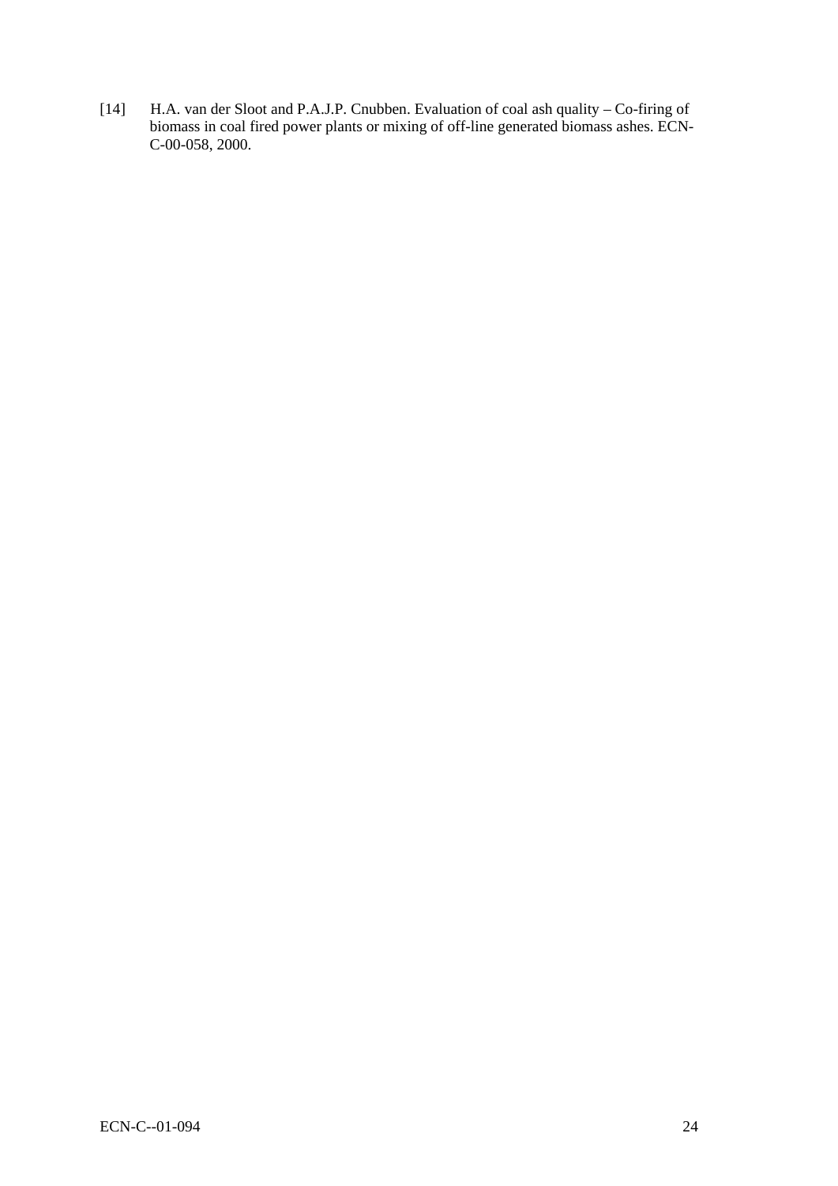[14] H.A. van der Sloot and P.A.J.P. Cnubben. Evaluation of coal ash quality – Co-firing of biomass in coal fired power plants or mixing of off-line generated biomass ashes. ECN-C-00-058, 2000.